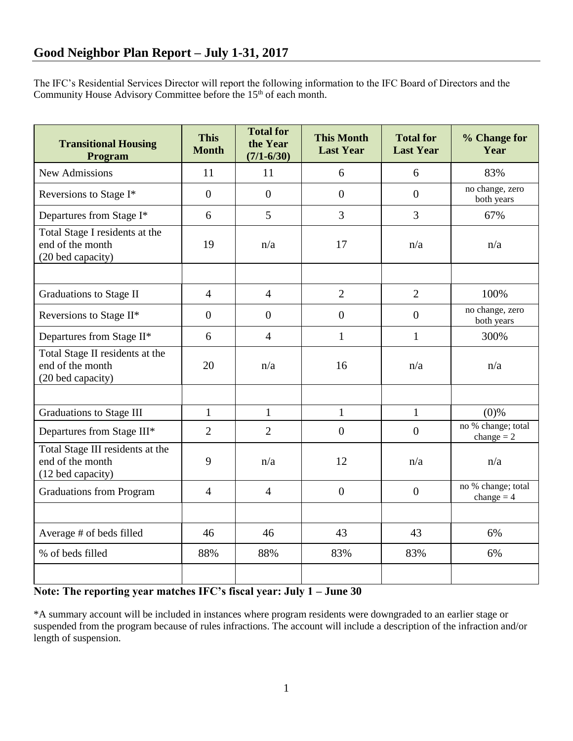## Good Neighbor Plan Report – July 1-31, 2017

The IFC's Residential Services Director will report the following information to the IFC Board of Directors and the Community House Advisory Committee before the 15th of each month.

| Transitional Housing Program | This Month | Total for the Year (7/1-6/30) | This Month Last Year | Total for Last Year | % Change for Year |
|---|---|---|---|---|---|
| New Admissions | 11 | 11 | 6 | 6 | 83% |
| Reversions to Stage I* | 0 | 0 | 0 | 0 | no change, zero both years |
| Departures from Stage I* | 6 | 5 | 3 | 3 | 67% |
| Total Stage I residents at the end of the month (20 bed capacity) | 19 | n/a | 17 | n/a | n/a |
| | | | | | |
| Graduations to Stage II | 4 | 4 | 2 | 2 | 100% |
| Reversions to Stage II* | 0 | 0 | 0 | 0 | no change, zero both years |
| Departures from Stage II* | 6 | 4 | 1 | 1 | 300% |
| Total Stage II residents at the end of the month (20 bed capacity) | 20 | n/a | 16 | n/a | n/a |
| | | | | | |
| Graduations to Stage III | 1 | 1 | 1 | 1 | (0)% |
| Departures from Stage III* | 2 | 2 | 0 | 0 | no % change; total change = 2 |
| Total Stage III residents at the end of the month (12 bed capacity) | 9 | n/a | 12 | n/a | n/a |
| Graduations from Program | 4 | 4 | 0 | 0 | no % change; total change = 4 |
| | | | | | |
| Average # of beds filled | 46 | 46 | 43 | 43 | 6% |
| % of beds filled | 88% | 88% | 83% | 83% | 6% |
| | | | | | |

**Note: The reporting year matches IFC's fiscal year: July 1 – June 30**

*A summary account will be included in instances where program residents were downgraded to an earlier stage or suspended from the program because of rules infractions. The account will include a description of the infraction and/or length of suspension.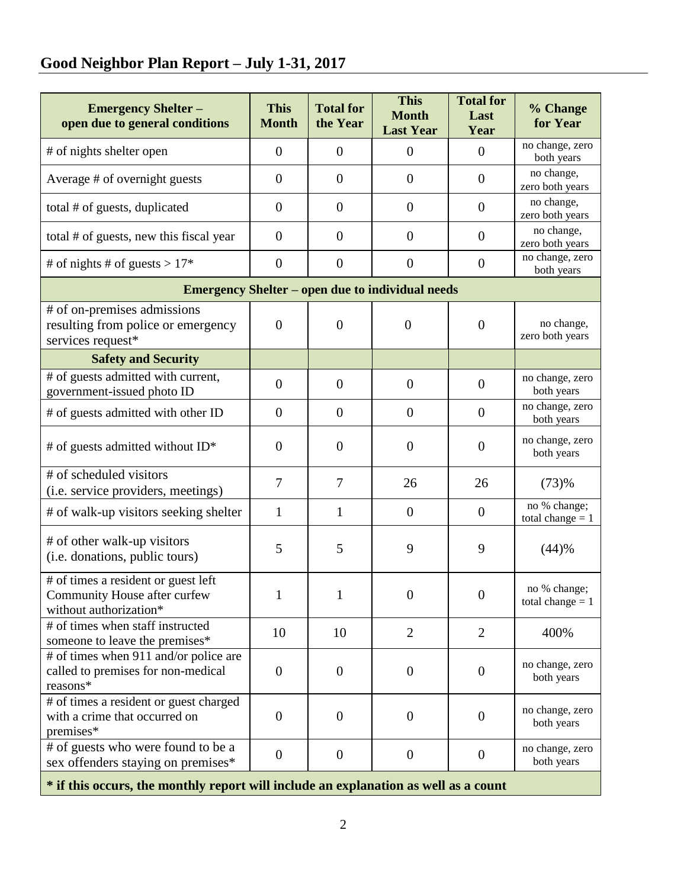## Good Neighbor Plan Report – July 1-31, 2017

| Emergency Shelter – open due to general conditions | This Month | Total for the Year | This Month Last Year | Total for Last Year | % Change for Year |
|---|---|---|---|---|---|
| # of nights shelter open | 0 | 0 | 0 | 0 | no change, zero both years |
| Average # of overnight guests | 0 | 0 | 0 | 0 | no change, zero both years |
| total # of guests, duplicated | 0 | 0 | 0 | 0 | no change, zero both years |
| total # of guests, new this fiscal year | 0 | 0 | 0 | 0 | no change, zero both years |
| # of nights # of guests > 17* | 0 | 0 | 0 | 0 | no change, zero both years |
| **Emergency Shelter – open due to individual needs** | | | | | |
| # of on-premises admissions resulting from police or emergency services request* | 0 | 0 | 0 | 0 | no change, zero both years |
| **Safety and Security** | | | | | |
| # of guests admitted with current, government-issued photo ID | 0 | 0 | 0 | 0 | no change, zero both years |
| # of guests admitted with other ID | 0 | 0 | 0 | 0 | no change, zero both years |
| # of guests admitted without ID* | 0 | 0 | 0 | 0 | no change, zero both years |
| # of scheduled visitors (i.e. service providers, meetings) | 7 | 7 | 26 | 26 | (73)% |
| # of walk-up visitors seeking shelter | 1 | 1 | 0 | 0 | no % change; total change = 1 |
| # of other walk-up visitors (i.e. donations, public tours) | 5 | 5 | 9 | 9 | (44)% |
| # of times a resident or guest left Community House after curfew without authorization* | 1 | 1 | 0 | 0 | no % change; total change = 1 |
| # of times when staff instructed someone to leave the premises* | 10 | 10 | 2 | 2 | 400% |
| # of times when 911 and/or police are called to premises for non-medical reasons* | 0 | 0 | 0 | 0 | no change, zero both years |
| # of times a resident or guest charged with a crime that occurred on premises* | 0 | 0 | 0 | 0 | no change, zero both years |
| # of guests who were found to be a sex offenders staying on premises* | 0 | 0 | 0 | 0 | no change, zero both years |

**\* if this occurs, the monthly report will include an explanation as well as a count**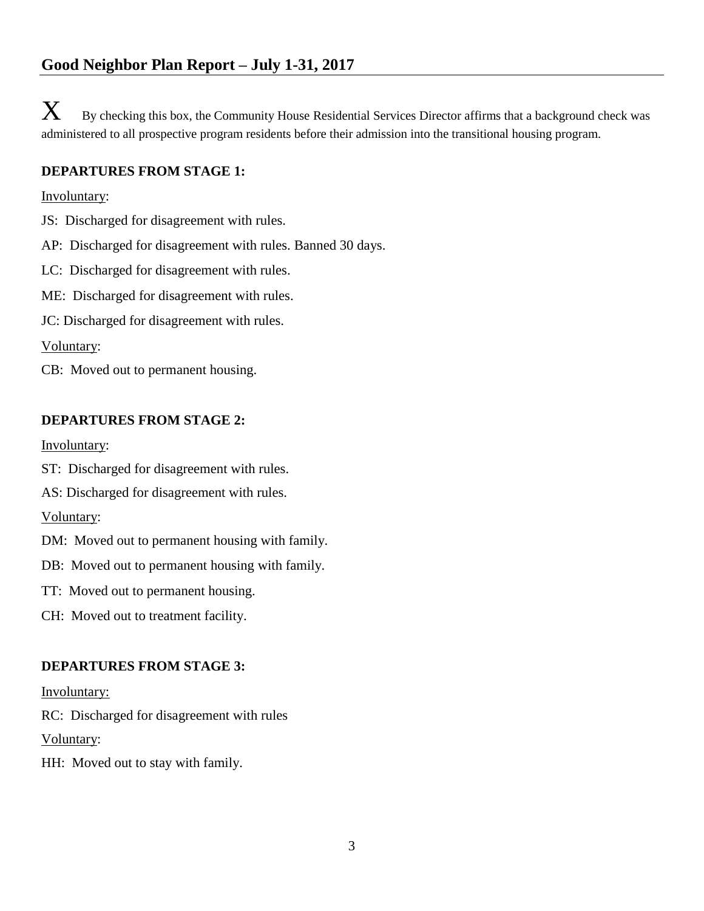## Good Neighbor Plan Report – July 1-31, 2017

X By checking this box, the Community House Residential Services Director affirms that a background check was administered to all prospective program residents before their admission into the transitional housing program.

**DEPARTURES FROM STAGE 1:**

Involuntary:

JS: Discharged for disagreement with rules.

AP: Discharged for disagreement with rules. Banned 30 days.

LC: Discharged for disagreement with rules.

ME: Discharged for disagreement with rules.

JC: Discharged for disagreement with rules.

Voluntary:

CB: Moved out to permanent housing.

**DEPARTURES FROM STAGE 2:**

Involuntary:

ST: Discharged for disagreement with rules.

AS: Discharged for disagreement with rules.

Voluntary:

DM: Moved out to permanent housing with family.

DB: Moved out to permanent housing with family.

TT: Moved out to permanent housing.

CH: Moved out to treatment facility.

**DEPARTURES FROM STAGE 3:**

Involuntary:

RC: Discharged for disagreement with rules

Voluntary:

HH: Moved out to stay with family.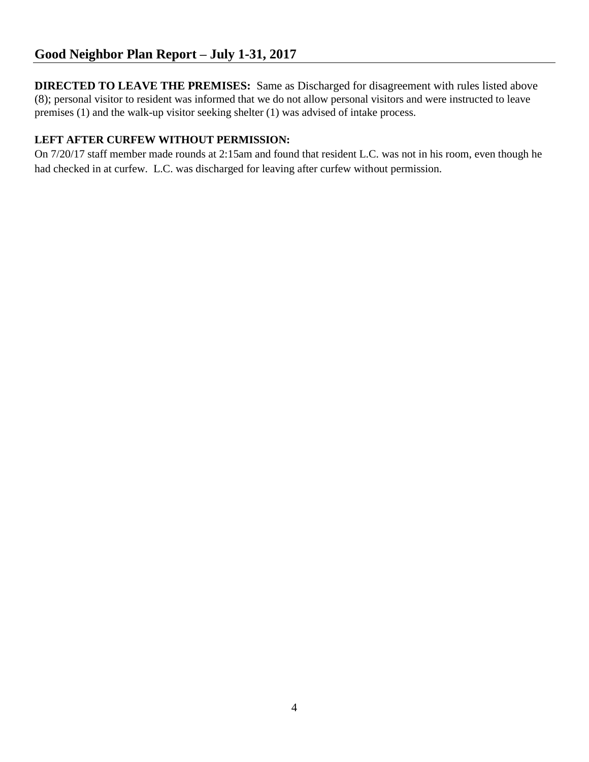## Good Neighbor Plan Report – July 1-31, 2017

**DIRECTED TO LEAVE THE PREMISES:** Same as Discharged for disagreement with rules listed above (8); personal visitor to resident was informed that we do not allow personal visitors and were instructed to leave premises (1) and the walk-up visitor seeking shelter (1) was advised of intake process.

**LEFT AFTER CURFEW WITHOUT PERMISSION:**

On 7/20/17 staff member made rounds at 2:15am and found that resident L.C. was not in his room, even though he had checked in at curfew. L.C. was discharged for leaving after curfew without permission.